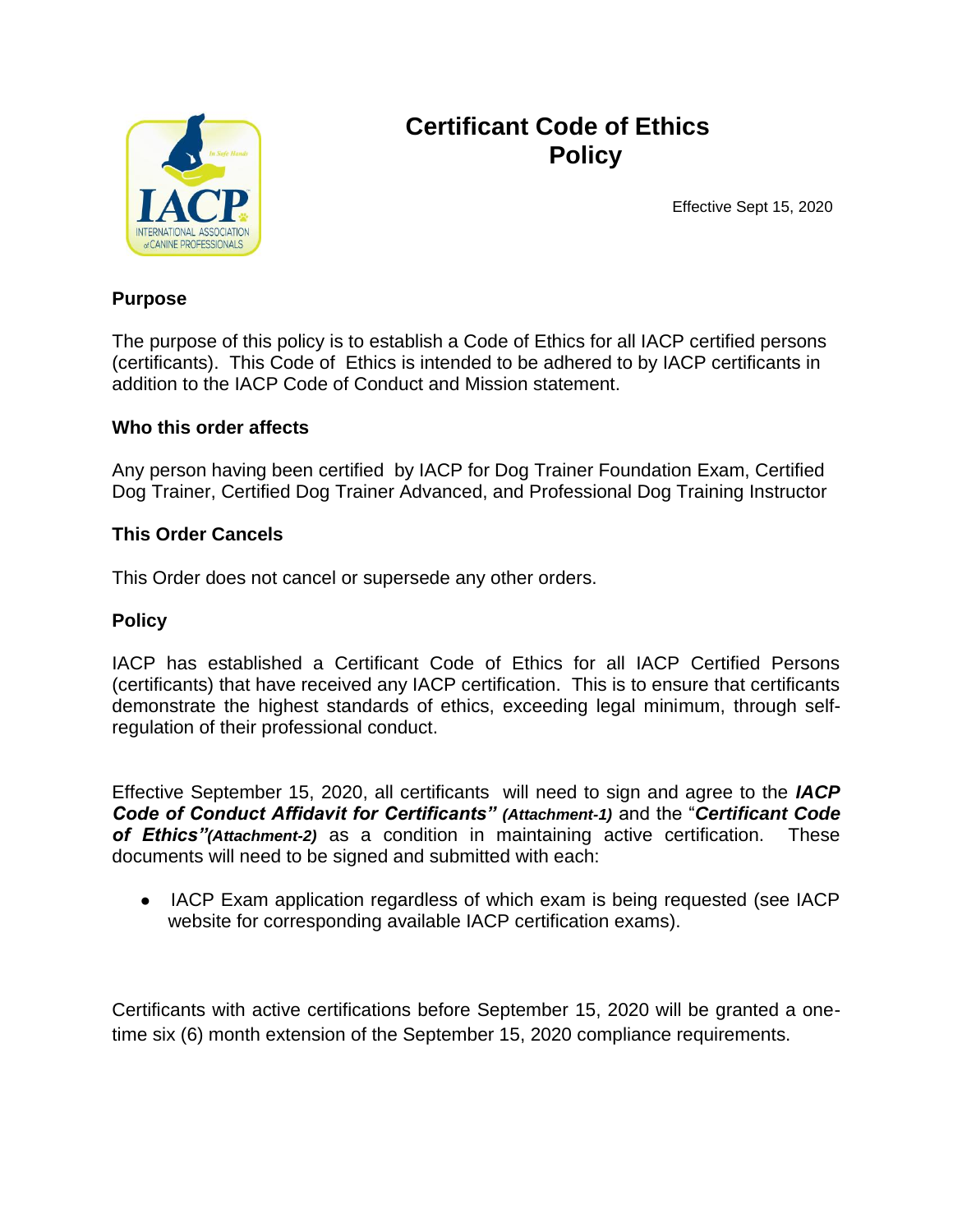# Certificant Code of Ethics Policy

Effective Sept 15, 2020

## Purpose

The purpose of this policy is to establish a Code of Ethics for all IACP certified persons (certificants). This Code of Ethics is intended to be adhered to by IACP certificants in addition to the IACP Code of Conduct and Mission statement.

## Who this order affects

Any person having been certified by IACP for Dog Trainer Foundation Exam, Certified Dog Trainer, Certified Dog Trainer Advanced, and Professional Dog Training Instructor

## This Order Cancels

This Order does not cancel or supersede any other orders.

## Policy

IACP has established a Certificant Code of Ethics for all IACP Certified Persons (certificants) that have received any IACP certification. This is to ensure that certificants demonstrate the highest standards of ethics, exceeding legal minimum, through self-regulation of their professional conduct.

Effective September 15, 2020, all certificants will need to sign and agree to the ***IACP Code of Conduct Affidavit for Certificants" (Attachment-1)*** and the "***Certificant Code of Ethics"(Attachment-2)*** as a condition in maintaining active certification. These documents will need to be signed and submitted with each:

- IACP Exam application regardless of which exam is being requested (see IACP website for corresponding available IACP certification exams).

Certificants with active certifications before September 15, 2020 will be granted a one-time six (6) month extension of the September 15, 2020 compliance requirements.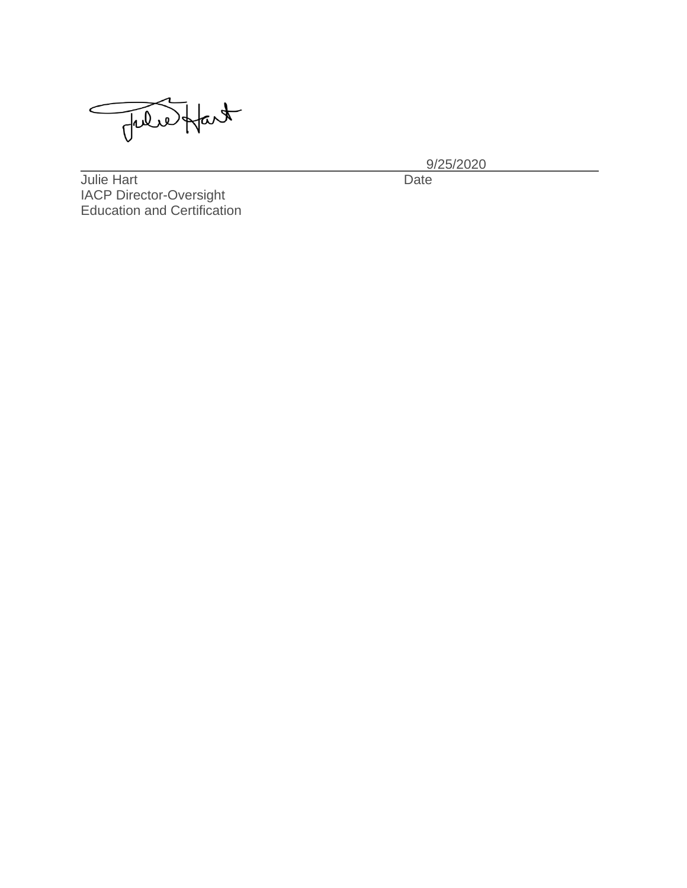Julie Hart  
IACP Director-Oversight  
Education and Certification

Date: 9/25/2020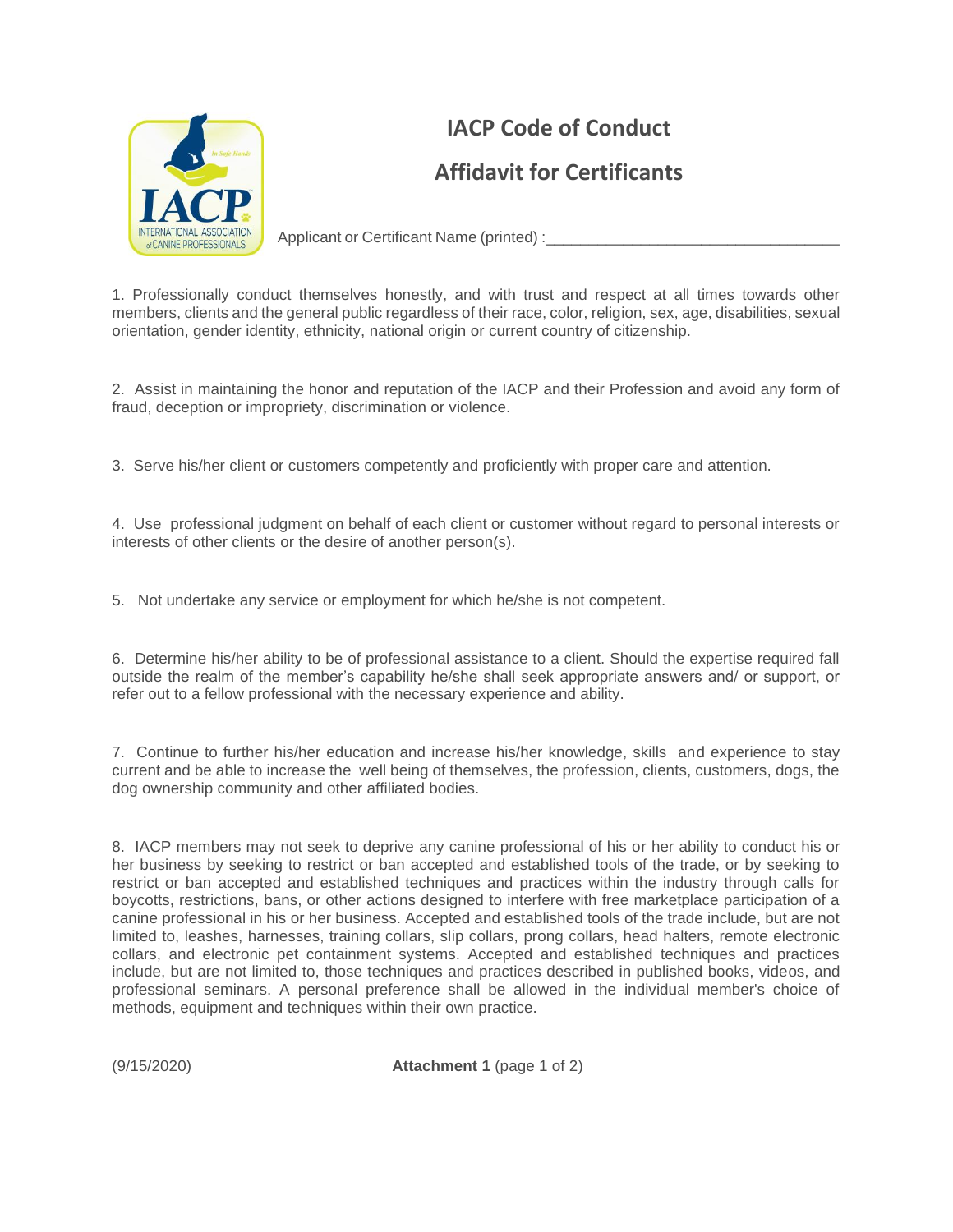# IACP Code of Conduct

## Affidavit for Certificants

Applicant or Certificant Name (printed) :_________________________________

1. Professionally conduct themselves honestly, and with trust and respect at all times towards other members, clients and the general public regardless of their race, color, religion, sex, age, disabilities, sexual orientation, gender identity, ethnicity, national origin or current country of citizenship.

2. Assist in maintaining the honor and reputation of the IACP and their Profession and avoid any form of fraud, deception or impropriety, discrimination or violence.

3. Serve his/her client or customers competently and proficiently with proper care and attention.

4. Use professional judgment on behalf of each client or customer without regard to personal interests or interests of other clients or the desire of another person(s).

5. Not undertake any service or employment for which he/she is not competent.

6. Determine his/her ability to be of professional assistance to a client. Should the expertise required fall outside the realm of the member's capability he/she shall seek appropriate answers and/ or support, or refer out to a fellow professional with the necessary experience and ability.

7. Continue to further his/her education and increase his/her knowledge, skills and experience to stay current and be able to increase the well being of themselves, the profession, clients, customers, dogs, the dog ownership community and other affiliated bodies.

8. IACP members may not seek to deprive any canine professional of his or her ability to conduct his or her business by seeking to restrict or ban accepted and established tools of the trade, or by seeking to restrict or ban accepted and established techniques and practices within the industry through calls for boycotts, restrictions, bans, or other actions designed to interfere with free marketplace participation of a canine professional in his or her business. Accepted and established tools of the trade include, but are not limited to, leashes, harnesses, training collars, slip collars, prong collars, head halters, remote electronic collars, and electronic pet containment systems. Accepted and established techniques and practices include, but are not limited to, those techniques and practices described in published books, videos, and professional seminars. A personal preference shall be allowed in the individual member's choice of methods, equipment and techniques within their own practice.

(9/15/2020) **Attachment 1** (page 1 of 2)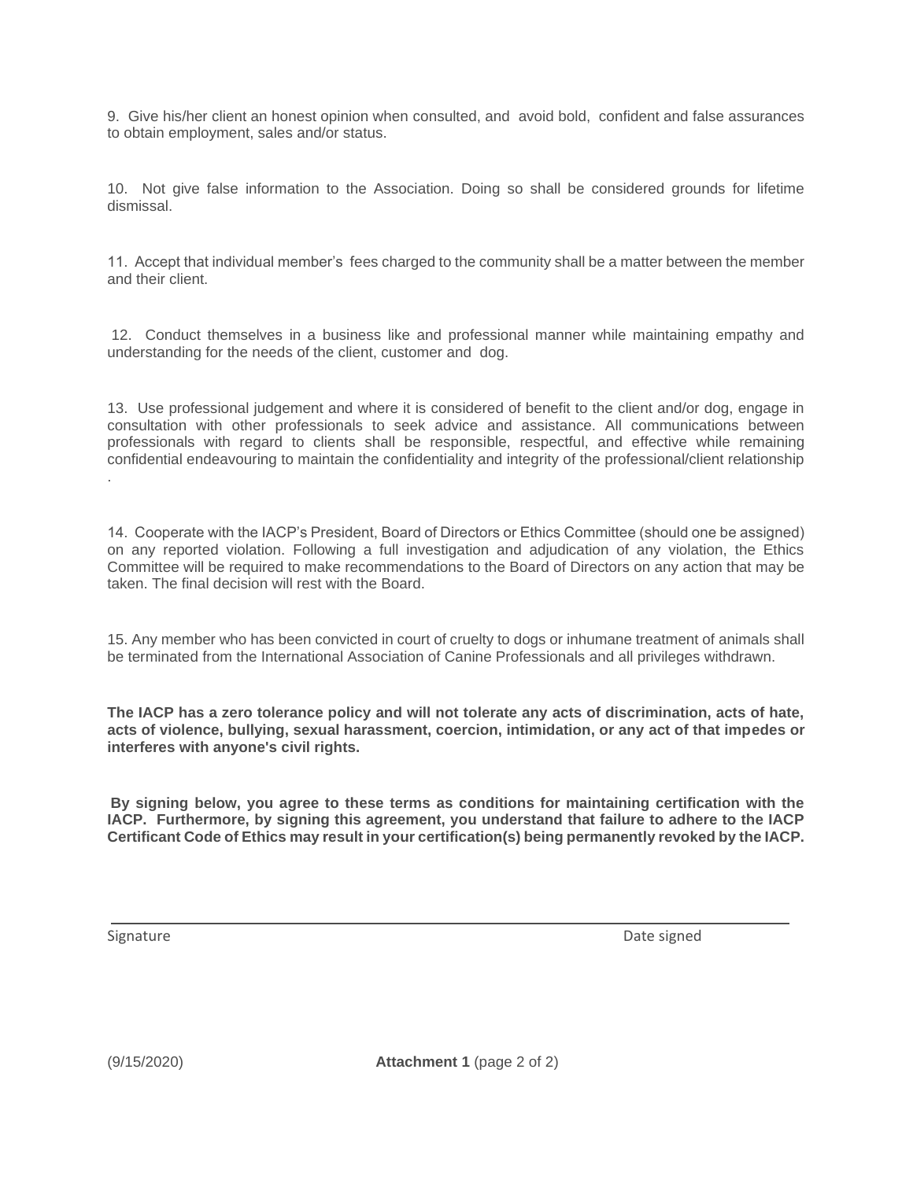9. Give his/her client an honest opinion when consulted, and avoid bold, confident and false assurances to obtain employment, sales and/or status.

10. Not give false information to the Association. Doing so shall be considered grounds for lifetime dismissal.

11. Accept that individual member's fees charged to the community shall be a matter between the member and their client.

12. Conduct themselves in a business like and professional manner while maintaining empathy and understanding for the needs of the client, customer and dog.

13. Use professional judgement and where it is considered of benefit to the client and/or dog, engage in consultation with other professionals to seek advice and assistance. All communications between professionals with regard to clients shall be responsible, respectful, and effective while remaining confidential endeavouring to maintain the confidentiality and integrity of the professional/client relationship .

14. Cooperate with the IACP's President, Board of Directors or Ethics Committee (should one be assigned) on any reported violation. Following a full investigation and adjudication of any violation, the Ethics Committee will be required to make recommendations to the Board of Directors on any action that may be taken. The final decision will rest with the Board.

15. Any member who has been convicted in court of cruelty to dogs or inhumane treatment of animals shall be terminated from the International Association of Canine Professionals and all privileges withdrawn.

**The IACP has a zero tolerance policy and will not tolerate any acts of discrimination, acts of hate, acts of violence, bullying, sexual harassment, coercion, intimidation, or any act of that impedes or interferes with anyone's civil rights.**

**By signing below, you agree to these terms as conditions for maintaining certification with the IACP. Furthermore, by signing this agreement, you understand that failure to adhere to the IACP Certificant Code of Ethics may result in your certification(s) being permanently revoked by the IACP.**

Signature Date signed

(9/15/2020) **Attachment 1** (page 2 of 2)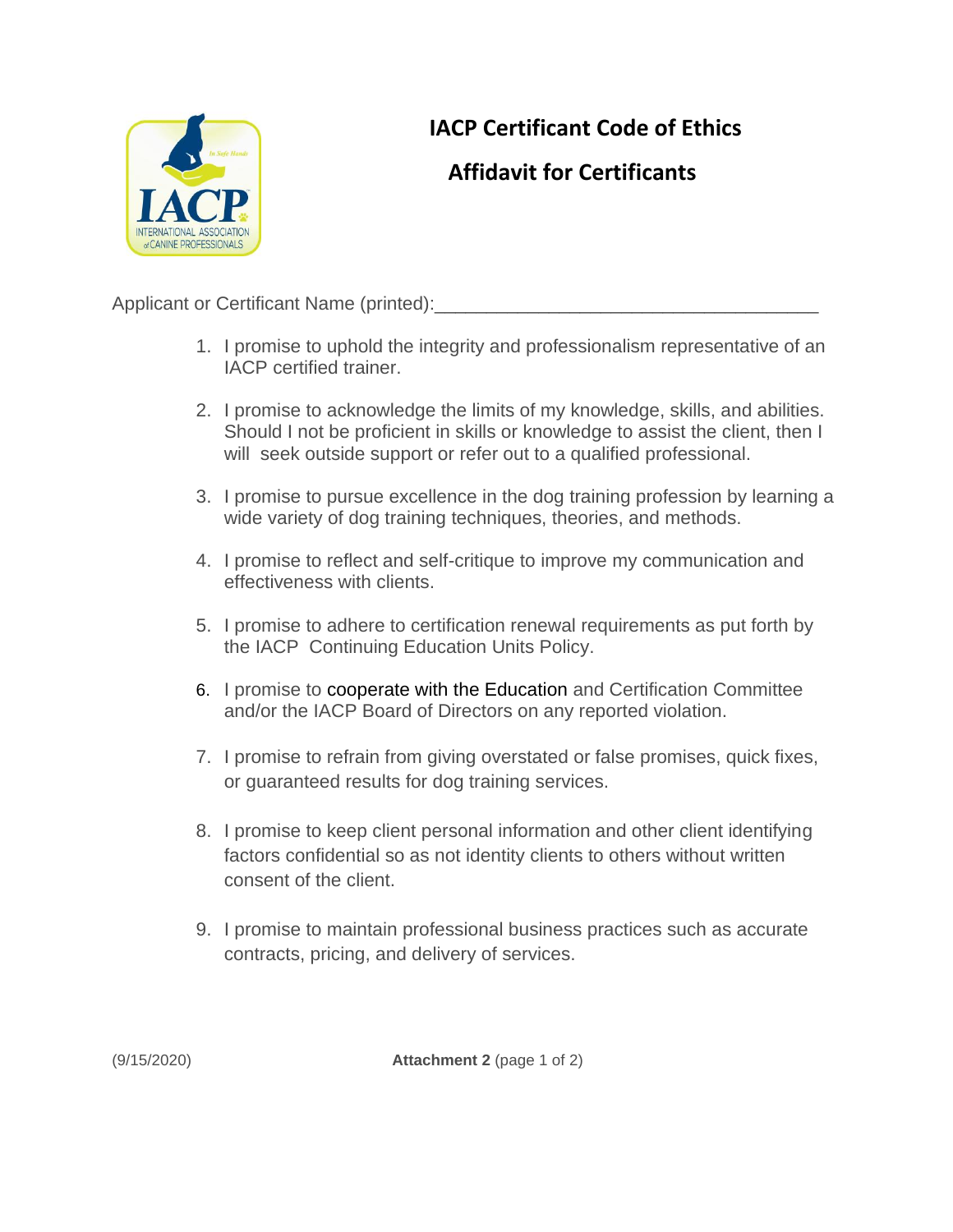# IACP Certificant Code of Ethics

## Affidavit for Certificants

Applicant or Certificant Name (printed):_____________________________________

1. I promise to uphold the integrity and professionalism representative of an IACP certified trainer.

2. I promise to acknowledge the limits of my knowledge, skills, and abilities. Should I not be proficient in skills or knowledge to assist the client, then I will seek outside support or refer out to a qualified professional.

3. I promise to pursue excellence in the dog training profession by learning a wide variety of dog training techniques, theories, and methods.

4. I promise to reflect and self-critique to improve my communication and effectiveness with clients.

5. I promise to adhere to certification renewal requirements as put forth by the IACP Continuing Education Units Policy.

6. I promise to cooperate with the Education and Certification Committee and/or the IACP Board of Directors on any reported violation.

7. I promise to refrain from giving overstated or false promises, quick fixes, or guaranteed results for dog training services.

8. I promise to keep client personal information and other client identifying factors confidential so as not identity clients to others without written consent of the client.

9. I promise to maintain professional business practices such as accurate contracts, pricing, and delivery of services.

(9/15/2020) **Attachment 2** (page 1 of 2)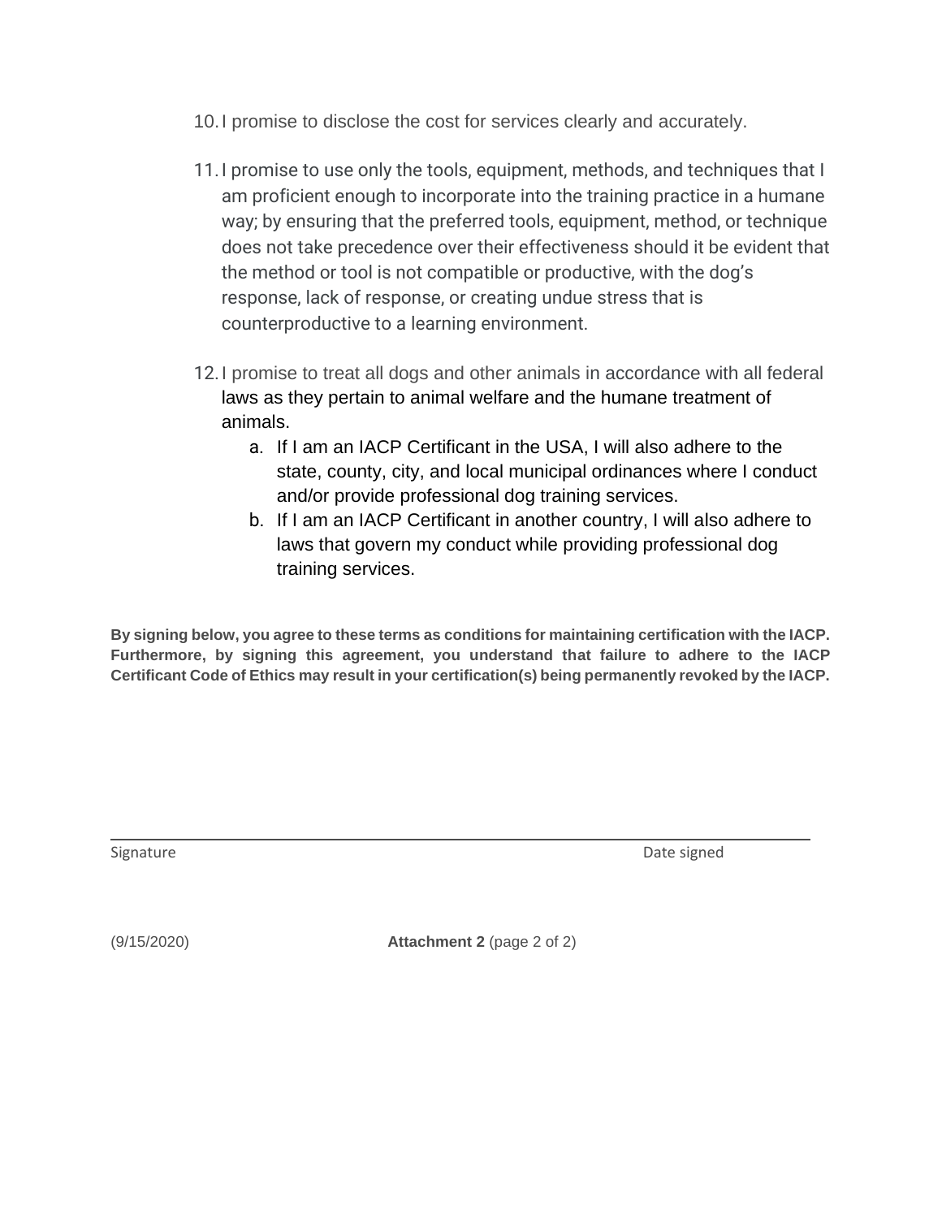10. I promise to disclose the cost for services clearly and accurately.

11. I promise to use only the tools, equipment, methods, and techniques that I am proficient enough to incorporate into the training practice in a humane way; by ensuring that the preferred tools, equipment, method, or technique does not take precedence over their effectiveness should it be evident that the method or tool is not compatible or productive, with the dog's response, lack of response, or creating undue stress that is counterproductive to a learning environment.

12. I promise to treat all dogs and other animals in accordance with all federal laws as they pertain to animal welfare and the humane treatment of animals.
    a. If I am an IACP Certificant in the USA, I will also adhere to the state, county, city, and local municipal ordinances where I conduct and/or provide professional dog training services.
    b. If I am an IACP Certificant in another country, I will also adhere to laws that govern my conduct while providing professional dog training services.

**By signing below, you agree to these terms as conditions for maintaining certification with the IACP. Furthermore, by signing this agreement, you understand that failure to adhere to the IACP Certificant Code of Ethics may result in your certification(s) being permanently revoked by the IACP.**

Signature Date signed

(9/15/2020) **Attachment 2** (page 2 of 2)